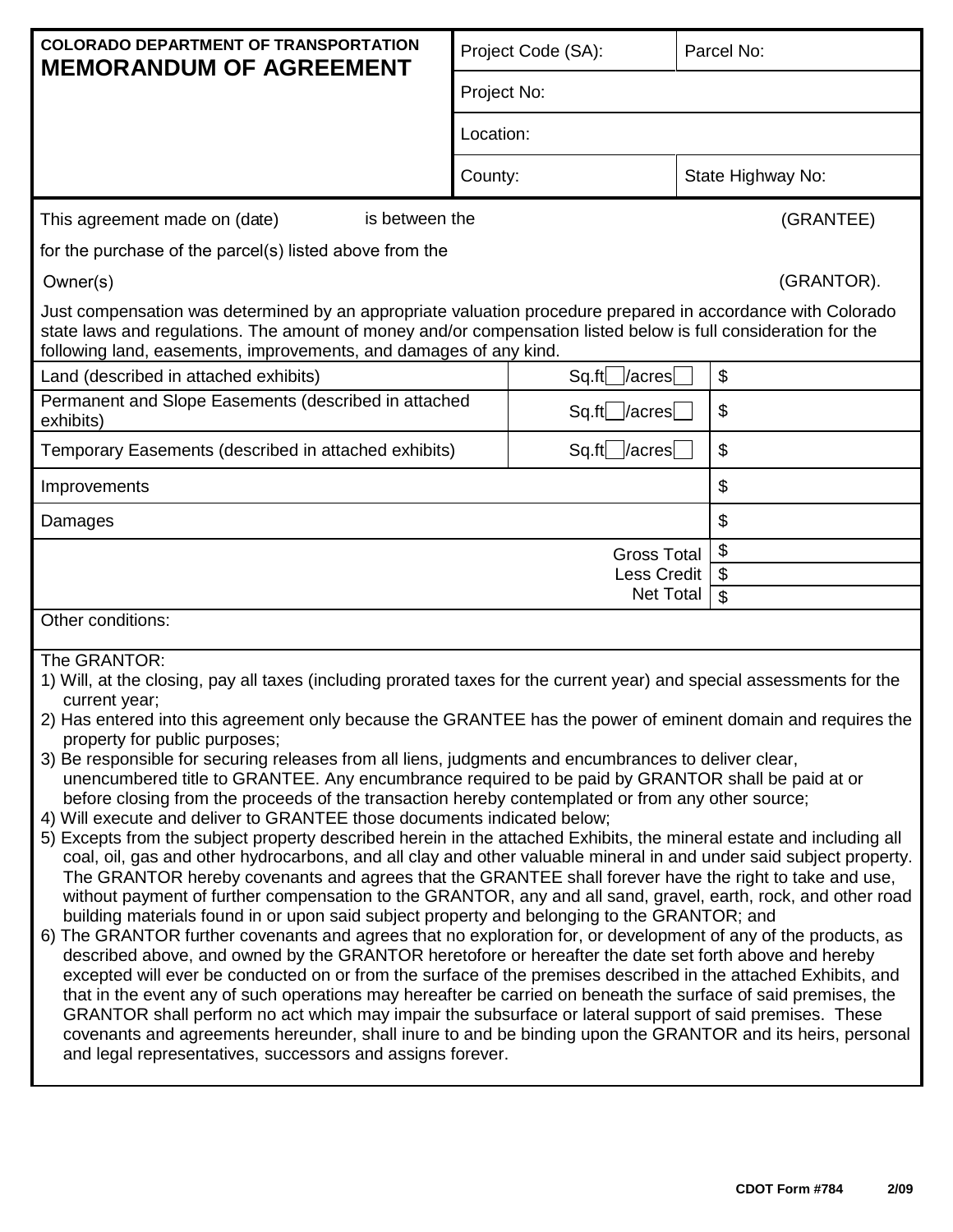**COLORADO DEPARTMENT OF TRANSPORTATION**

# MEMORANDUM OF AGREEMENT

| | | |
|---|---|---|
| Project Code (SA): | | Parcel No: |
| Project No: | | |
| Location: | | |
| County: | | State Highway No: |

This agreement made on (date) is between the (GRANTEE)

for the purchase of the parcel(s) listed above from the

Owner(s) (GRANTOR).

Just compensation was determined by an appropriate valuation procedure prepared in accordance with Colorado state laws and regulations. The amount of money and/or compensation listed below is full consideration for the following land, easements, improvements, and damages of any kind.

| | | |
|---|---|---|
| Land (described in attached exhibits) | Sq.ft☐/acres☐ | $ |
| Permanent and Slope Easements (described in attached exhibits) | Sq.ft☐/acres☐ | $ |
| Temporary Easements (described in attached exhibits) | Sq.ft☐/acres☐ | $ |
| Improvements | | $ |
| Damages | | $ |
| | Gross Total | $ |
| | Less Credit | $ |
| | Net Total | $ |

Other conditions:

The GRANTOR:

1) Will, at the closing, pay all taxes (including prorated taxes for the current year) and special assessments for the current year;
2) Has entered into this agreement only because the GRANTEE has the power of eminent domain and requires the property for public purposes;
3) Be responsible for securing releases from all liens, judgments and encumbrances to deliver clear, unencumbered title to GRANTEE. Any encumbrance required to be paid by GRANTOR shall be paid at or before closing from the proceeds of the transaction hereby contemplated or from any other source;
4) Will execute and deliver to GRANTEE those documents indicated below;
5) Excepts from the subject property described herein in the attached Exhibits, the mineral estate and including all coal, oil, gas and other hydrocarbons, and all clay and other valuable mineral in and under said subject property. The GRANTOR hereby covenants and agrees that the GRANTEE shall forever have the right to take and use, without payment of further compensation to the GRANTOR, any and all sand, gravel, earth, rock, and other road building materials found in or upon said subject property and belonging to the GRANTOR; and
6) The GRANTOR further covenants and agrees that no exploration for, or development of any of the products, as described above, and owned by the GRANTOR heretofore or hereafter the date set forth above and hereby excepted will ever be conducted on or from the surface of the premises described in the attached Exhibits, and that in the event any of such operations may hereafter be carried on beneath the surface of said premises, the GRANTOR shall perform no act which may impair the subsurface or lateral support of said premises. These covenants and agreements hereunder, shall inure to and be binding upon the GRANTOR and its heirs, personal and legal representatives, successors and assigns forever.

CDOT Form #784 2/09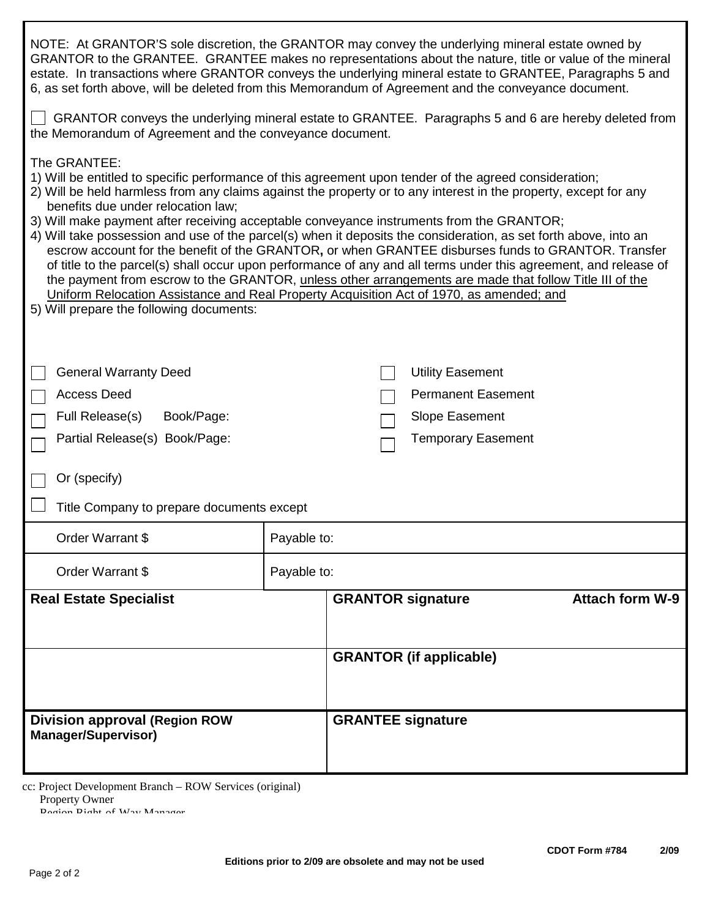NOTE: At GRANTOR'S sole discretion, the GRANTOR may convey the underlying mineral estate owned by GRANTOR to the GRANTEE. GRANTEE makes no representations about the nature, title or value of the mineral estate. In transactions where GRANTOR conveys the underlying mineral estate to GRANTEE, Paragraphs 5 and 6, as set forth above, will be deleted from this Memorandum of Agreement and the conveyance document.

☐ GRANTOR conveys the underlying mineral estate to GRANTEE. Paragraphs 5 and 6 are hereby deleted from the Memorandum of Agreement and the conveyance document.

The GRANTEE:

1) Will be entitled to specific performance of this agreement upon tender of the agreed consideration;
2) Will be held harmless from any claims against the property or to any interest in the property, except for any benefits due under relocation law;
3) Will make payment after receiving acceptable conveyance instruments from the GRANTOR;
4) Will take possession and use of the parcel(s) when it deposits the consideration, as set forth above, into an escrow account for the benefit of the GRANTOR**,** or when GRANTEE disburses funds to GRANTOR. Transfer of title to the parcel(s) shall occur upon performance of any and all terms under this agreement, and release of the payment from escrow to the GRANTOR, <u>unless other arrangements are made that follow Title III of the Uniform Relocation Assistance and Real Property Acquisition Act of 1970, as amended; and</u>
5) Will prepare the following documents:

| | |
|---|---|
| ☐ General Warranty Deed | ☐ Utility Easement |
| ☐ Access Deed | ☐ Permanent Easement |
| ☐ Full Release(s) Book/Page: | ☐ Slope Easement |
| ☐ Partial Release(s) Book/Page: | ☐ Temporary Easement |

☐ Or (specify)

☐ Title Company to prepare documents except

| | |
|---|---|
| Order Warrant $ | Payable to: |
| Order Warrant $ | Payable to: |

| | |
|---|---|
| **Real Estate Specialist** | **GRANTOR signature** **Attach form W-9** |
| | **GRANTOR (if applicable)** |
| **Division approval (Region ROW Manager/Supervisor)** | **GRANTEE signature** |

cc: Project Development Branch – ROW Services (original)
Property Owner
Region Right-of-Way Manager

CDOT Form #784 2/09

Editions prior to 2/09 are obsolete and may not be used